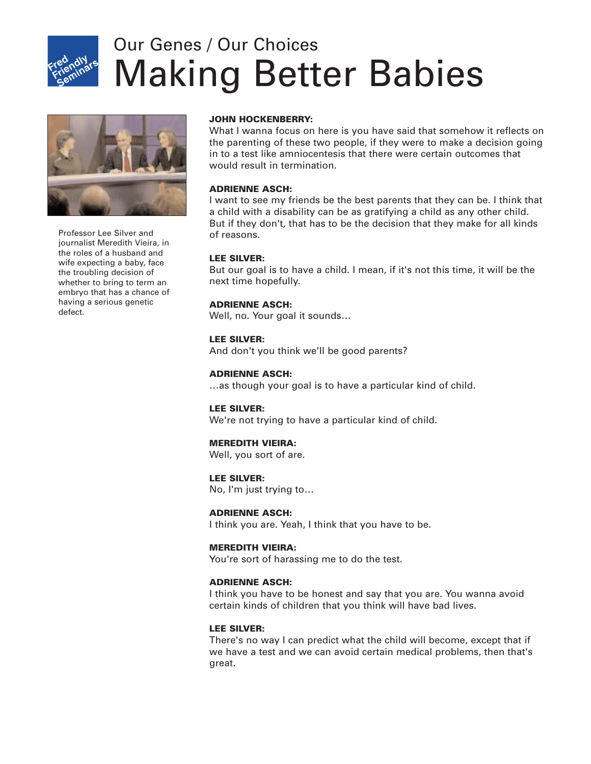Fred Friendly Seminars

# Our Genes / Our Choices
# Making Better Babies

Professor Lee Silver and journalist Meredith Vieira, in the roles of a husband and wife expecting a baby, face the troubling decision of whether to bring to term an embryo that has a chance of having a serious genetic defect.

**JOHN HOCKENBERRY:**
What I wanna focus on here is you have said that somehow it reflects on the parenting of these two people, if they were to make a decision going in to a test like amniocentesis that there were certain outcomes that would result in termination.

**ADRIENNE ASCH:**
I want to see my friends be the best parents that they can be. I think that a child with a disability can be as gratifying a child as any other child. But if they don't, that has to be the decision that they make for all kinds of reasons.

**LEE SILVER:**
But our goal is to have a child. I mean, if it's not this time, it will be the next time hopefully.

**ADRIENNE ASCH:**
Well, no. Your goal it sounds…

**LEE SILVER:**
And don't you think we'll be good parents?

**ADRIENNE ASCH:**
…as though your goal is to have a particular kind of child.

**LEE SILVER:**
We're not trying to have a particular kind of child.

**MEREDITH VIEIRA:**
Well, you sort of are.

**LEE SILVER:**
No, I'm just trying to…

**ADRIENNE ASCH:**
I think you are. Yeah, I think that you have to be.

**MEREDITH VIEIRA:**
You're sort of harassing me to do the test.

**ADRIENNE ASCH:**
I think you have to be honest and say that you are. You wanna avoid certain kinds of children that you think will have bad lives.

**LEE SILVER:**
There's no way I can predict what the child will become, except that if we have a test and we can avoid certain medical problems, then that's great.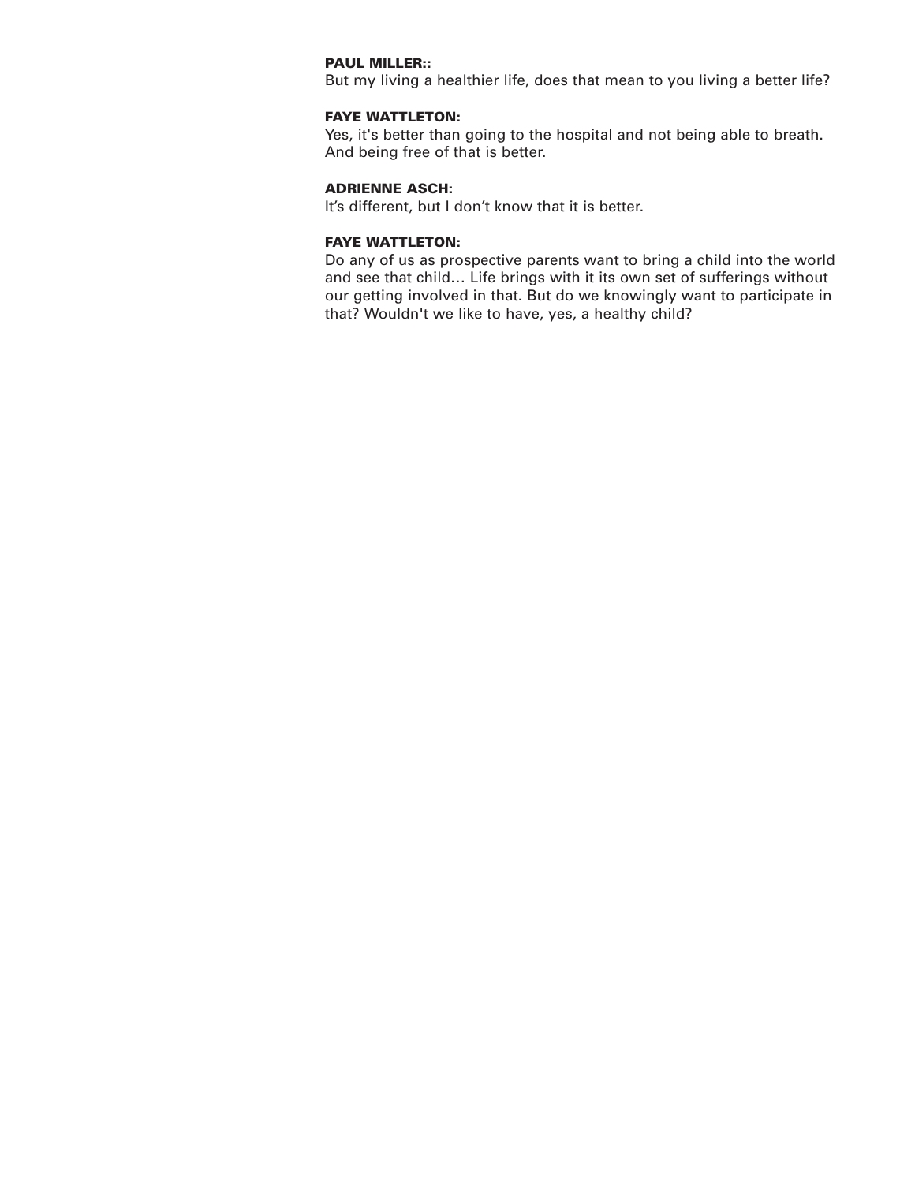**PAUL MILLER::**
But my living a healthier life, does that mean to you living a better life?

**FAYE WATTLETON:**
Yes, it's better than going to the hospital and not being able to breath. And being free of that is better.

**ADRIENNE ASCH:**
It's different, but I don't know that it is better.

**FAYE WATTLETON:**
Do any of us as prospective parents want to bring a child into the world and see that child… Life brings with it its own set of sufferings without our getting involved in that. But do we knowingly want to participate in that? Wouldn't we like to have, yes, a healthy child?